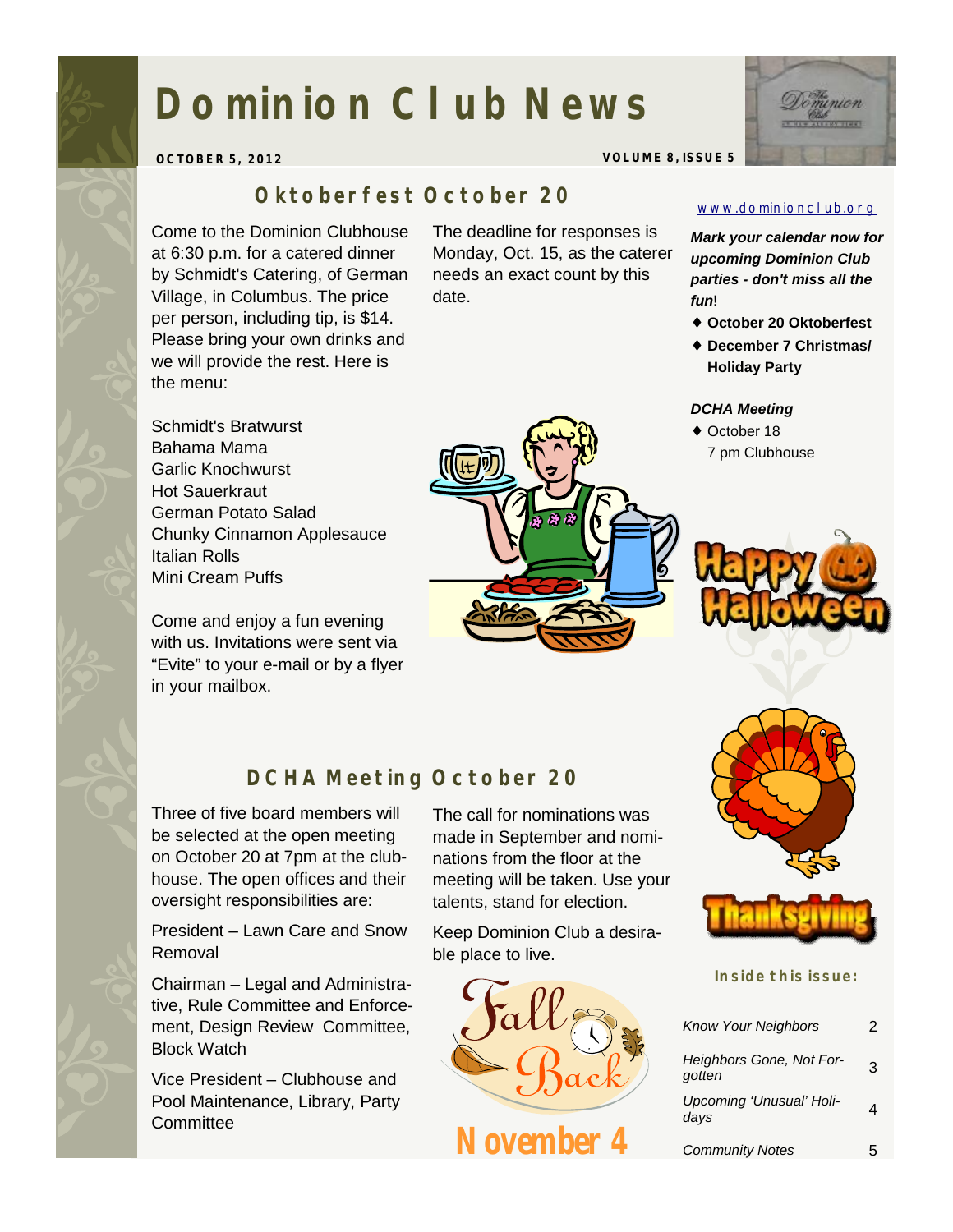# Dominion Club News

**OCTOBER 5, 2012** **VOLUME 8, ISSUE 5**

## Oktoberfest October 20

Come to the Dominion Clubhouse at 6:30 p.m. for a catered dinner by Schmidt's Catering, of German Village, in Columbus. The price per person, including tip, is $14. Please bring your own drinks and we will provide the rest. Here is the menu:

Schmidt's Bratwurst
Bahama Mama
Garlic Knochwurst
Hot Sauerkraut
German Potato Salad
Chunky Cinnamon Applesauce
Italian Rolls
Mini Cream Puffs

Come and enjoy a fun evening with us. Invitations were sent via "Evite" to your e-mail or by a flyer in your mailbox.

The deadline for responses is Monday, Oct. 15, as the caterer needs an exact count by this date.

www.dominionclub.org

***Mark your calendar now for upcoming Dominion Club parties - don't miss all the fun!***

- **October 20 Oktoberfest**
- **December 7 Christmas/ Holiday Party**

***DCHA Meeting***

- October 18
  7 pm Clubhouse

Happy Halloween

## DCHA Meeting October 20

Three of five board members will be selected at the open meeting on October 20 at 7pm at the clubhouse. The open offices and their oversight responsibilities are:

President – Lawn Care and Snow Removal

Chairman – Legal and Administrative, Rule Committee and Enforcement, Design Review Committee, Block Watch

Vice President – Clubhouse and Pool Maintenance, Library, Party Committee

The call for nominations was made in September and nominations from the floor at the meeting will be taken. Use your talents, stand for election.

Keep Dominion Club a desirable place to live.

Fall Back
November 4

Thanksgiving

### Inside this issue:

| | |
|---|---|
| *Know Your Neighbors* | 2 |
| *Heighbors Gone, Not Forgotten* | 3 |
| *Upcoming 'Unusual' Holidays* | 4 |
| *Community Notes* | 5 |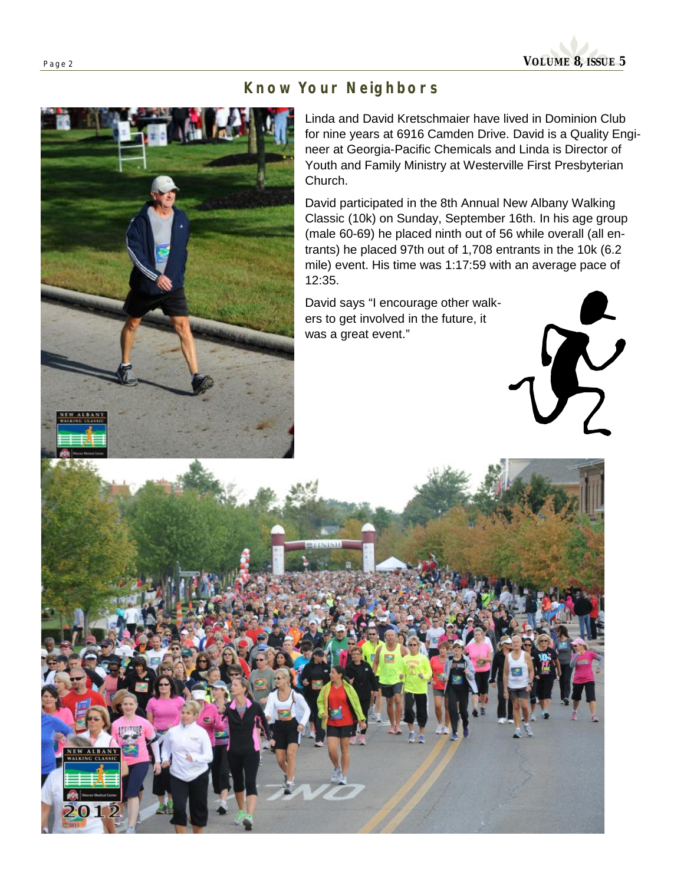## Know Your Neighbors

Linda and David Kretschmaier have lived in Dominion Club for nine years at 6916 Camden Drive. David is a Quality Engineer at Georgia-Pacific Chemicals and Linda is Director of Youth and Family Ministry at Westerville First Presbyterian Church.

David participated in the 8th Annual New Albany Walking Classic (10k) on Sunday, September 16th. In his age group (male 60-69) he placed ninth out of 56 while overall (all entrants) he placed 97th out of 1,708 entrants in the 10k (6.2 mile) event. His time was 1:17:59 with an average pace of 12:35.

David says "I encourage other walkers to get involved in the future, it was a great event."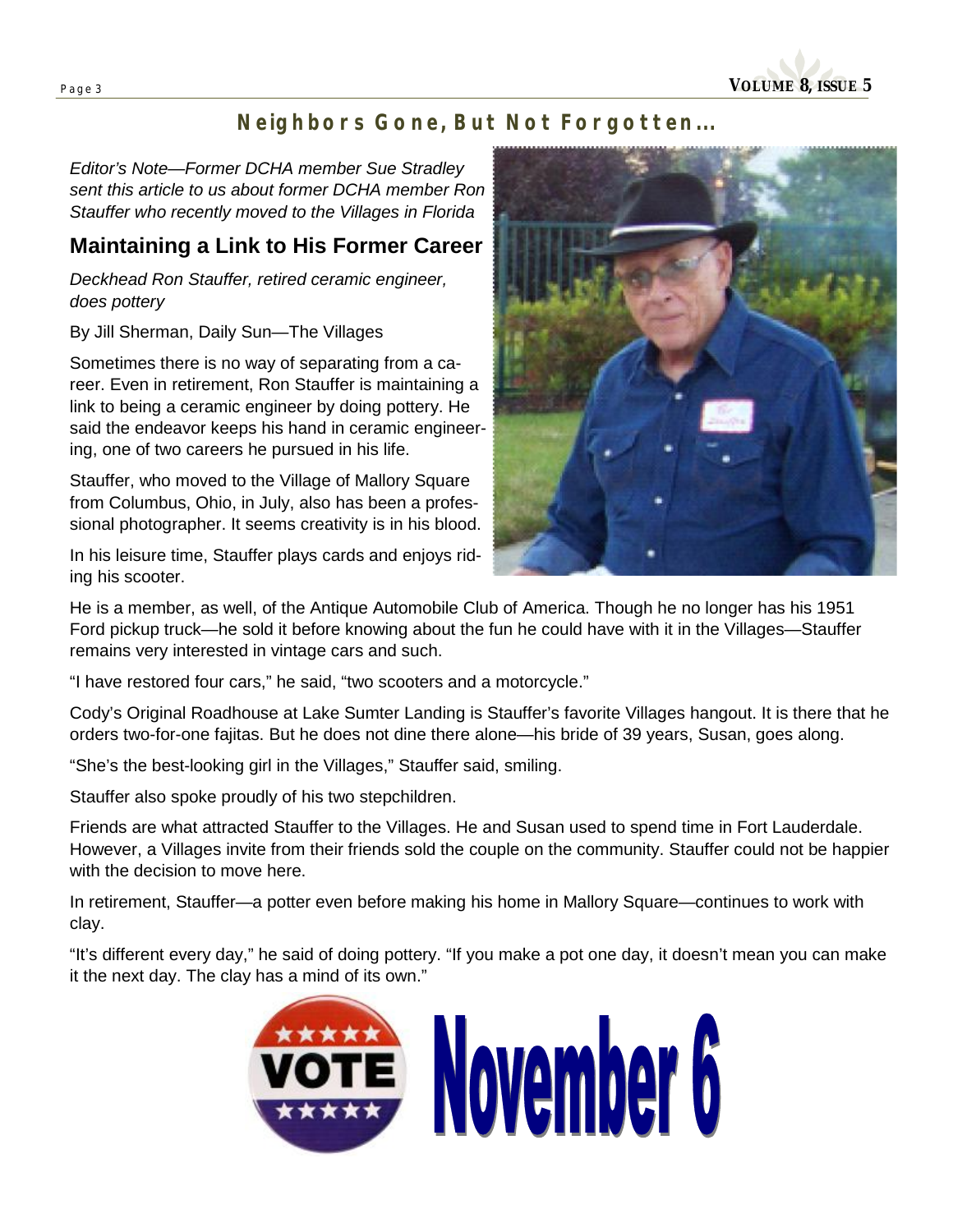## Neighbors Gone, But Not Forgotten…

*Editor's Note—Former DCHA member Sue Stradley sent this article to us about former DCHA member Ron Stauffer who recently moved to the Villages in Florida*

### Maintaining a Link to His Former Career

*Deckhead Ron Stauffer, retired ceramic engineer, does pottery*

By Jill Sherman, Daily Sun—The Villages

Sometimes there is no way of separating from a career. Even in retirement, Ron Stauffer is maintaining a link to being a ceramic engineer by doing pottery. He said the endeavor keeps his hand in ceramic engineering, one of two careers he pursued in his life.

Stauffer, who moved to the Village of Mallory Square from Columbus, Ohio, in July, also has been a professional photographer. It seems creativity is in his blood.

In his leisure time, Stauffer plays cards and enjoys riding his scooter.

He is a member, as well, of the Antique Automobile Club of America. Though he no longer has his 1951 Ford pickup truck—he sold it before knowing about the fun he could have with it in the Villages—Stauffer remains very interested in vintage cars and such.

"I have restored four cars," he said, "two scooters and a motorcycle."

Cody's Original Roadhouse at Lake Sumter Landing is Stauffer's favorite Villages hangout. It is there that he orders two-for-one fajitas. But he does not dine there alone—his bride of 39 years, Susan, goes along.

"She's the best-looking girl in the Villages," Stauffer said, smiling.

Stauffer also spoke proudly of his two stepchildren.

Friends are what attracted Stauffer to the Villages. He and Susan used to spend time in Fort Lauderdale. However, a Villages invite from their friends sold the couple on the community. Stauffer could not be happier with the decision to move here.

In retirement, Stauffer—a potter even before making his home in Mallory Square—continues to work with clay.

"It's different every day," he said of doing pottery. "If you make a pot one day, it doesn't mean you can make it the next day. The clay has a mind of its own."

VOTE **November 6**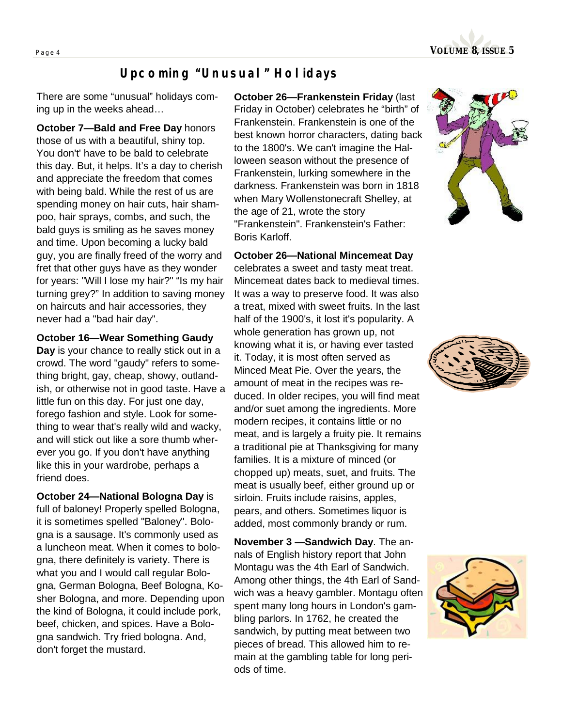## Upcoming "Unusual" Holidays

There are some "unusual" holidays coming up in the weeks ahead…

**October 7—Bald and Free Day** honors those of us with a beautiful, shiny top. You don't' have to be bald to celebrate this day. But, it helps. It's a day to cherish and appreciate the freedom that comes with being bald. While the rest of us are spending money on hair cuts, hair shampoo, hair sprays, combs, and such, the bald guys is smiling as he saves money and time. Upon becoming a lucky bald guy, you are finally freed of the worry and fret that other guys have as they wonder for years: "Will I lose my hair?" "Is my hair turning grey?" In addition to saving money on haircuts and hair accessories, they never had a "bad hair day".

**October 16—Wear Something Gaudy Day** is your chance to really stick out in a crowd. The word "gaudy" refers to something bright, gay, cheap, showy, outlandish, or otherwise not in good taste. Have a little fun on this day. For just one day, forego fashion and style. Look for something to wear that's really wild and wacky, and will stick out like a sore thumb wherever you go. If you don't have anything like this in your wardrobe, perhaps a friend does.

**October 24—National Bologna Day** is full of baloney! Properly spelled Bologna, it is sometimes spelled "Baloney". Bologna is a sausage. It's commonly used as a luncheon meat. When it comes to bologna, there definitely is variety. There is what you and I would call regular Bologna, German Bologna, Beef Bologna, Kosher Bologna, and more. Depending upon the kind of Bologna, it could include pork, beef, chicken, and spices. Have a Bologna sandwich. Try fried bologna. And, don't forget the mustard.

**October 26—Frankenstein Friday** (last Friday in October) celebrates he "birth" of Frankenstein. Frankenstein is one of the best known horror characters, dating back to the 1800's. We can't imagine the Halloween season without the presence of Frankenstein, lurking somewhere in the darkness. Frankenstein was born in 1818 when Mary Wollenstonecraft Shelley, at the age of 21, wrote the story "Frankenstein". Frankenstein's Father: Boris Karloff.

**October 26—National Mincemeat Day** celebrates a sweet and tasty meat treat. Mincemeat dates back to medieval times. It was a way to preserve food. It was also a treat, mixed with sweet fruits. In the last half of the 1900's, it lost it's popularity. A whole generation has grown up, not knowing what it is, or having ever tasted it. Today, it is most often served as Minced Meat Pie. Over the years, the amount of meat in the recipes was reduced. In older recipes, you will find meat and/or suet among the ingredients. More modern recipes, it contains little or no meat, and is largely a fruity pie. It remains a traditional pie at Thanksgiving for many families. It is a mixture of minced (or chopped up) meats, suet, and fruits. The meat is usually beef, either ground up or sirloin. Fruits include raisins, apples, pears, and others. Sometimes liquor is added, most commonly brandy or rum.

**November 3 —Sandwich Day**. The annals of English history report that John Montagu was the 4th Earl of Sandwich. Among other things, the 4th Earl of Sandwich was a heavy gambler. Montagu often spent many long hours in London's gambling parlors. In 1762, he created the sandwich, by putting meat between two pieces of bread. This allowed him to remain at the gambling table for long periods of time.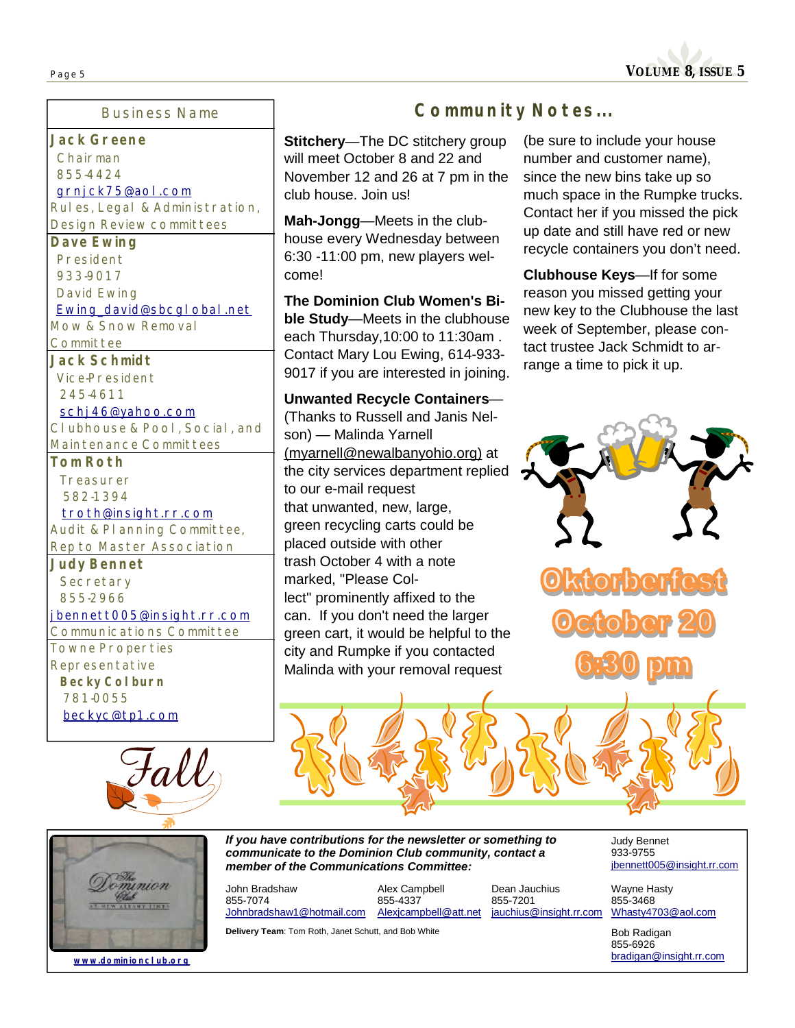## Business Name

**Jack Greene**
Chairman
855-4424
grnjck75@aol.com
Rules, Legal & Administration, Design Review committees

**Dave Ewing**
President
933-9017
David Ewing
Ewing_david@sbcglobal.net
Mow & Snow Removal Committee

**Jack Schmidt**
Vice-President
245-4611
schj46@yahoo.com
Clubhouse & Pool, Social, and Maintenance Committees

**Tom Roth**
Treasurer
582-1394
troth@insight.rr.com
Audit & Planning Committee, Rep to Master Association

**Judy Bennet**
Secretary
855-2966
jbennett005@insight.rr.com
Communications Committee

Towne Properties Representative
**Becky Colburn**
781-0055
beckyc@tp1.com

Fall

## Community Notes…

**Stitchery**—The DC stitchery group will meet October 8 and 22 and November 12 and 26 at 7 pm in the club house. Join us!

**Mah-Jongg**—Meets in the club-house every Wednesday between 6:30 -11:00 pm, new players welcome!

**The Dominion Club Women's Bible Study**—Meets in the clubhouse each Thursday,10:00 to 11:30am . Contact Mary Lou Ewing, 614-933-9017 if you are interested in joining.

**Unwanted Recycle Containers**—(Thanks to Russell and Janis Nelson) — Malinda Yarnell (myarnell@newalbanyohio.org) at the city services department replied to our e-mail request that unwanted, new, large, green recycling carts could be placed outside with other trash October 4 with a note marked, "Please Collect" prominently affixed to the can. If you don't need the larger green cart, it would be helpful to the city and Rumpke if you contacted Malinda with your removal request (be sure to include your house number and customer name), since the new bins take up so much space in the Rumpke trucks. Contact her if you missed the pick up date and still have red or new recycle containers you don't need.

**Clubhouse Keys**—If for some reason you missed getting your new key to the Clubhouse the last week of September, please contact trustee Jack Schmidt to arrange a time to pick it up.

**Oktorberfest**
**October 20**
**6:30 pm**

The Dominion Club
www.dominionclub.org

***If you have contributions for the newsletter or something to communicate to the Dominion Club community, contact a member of the Communications Committee:***

John Bradshaw
855-7074
Johnbradshaw1@hotmail.com

Alex Campbell
855-4337
Alexjcampbell@att.net

Dean Jauchius
855-7201
jauchius@insight.rr.com

Judy Bennet
933-9755
jbennett005@insight.rr.com

Wayne Hasty
855-3468
Whasty4703@aol.com

Bob Radigan
855-6926
bradigan@insight.rr.com

**Delivery Team**: Tom Roth, Janet Schutt, and Bob White